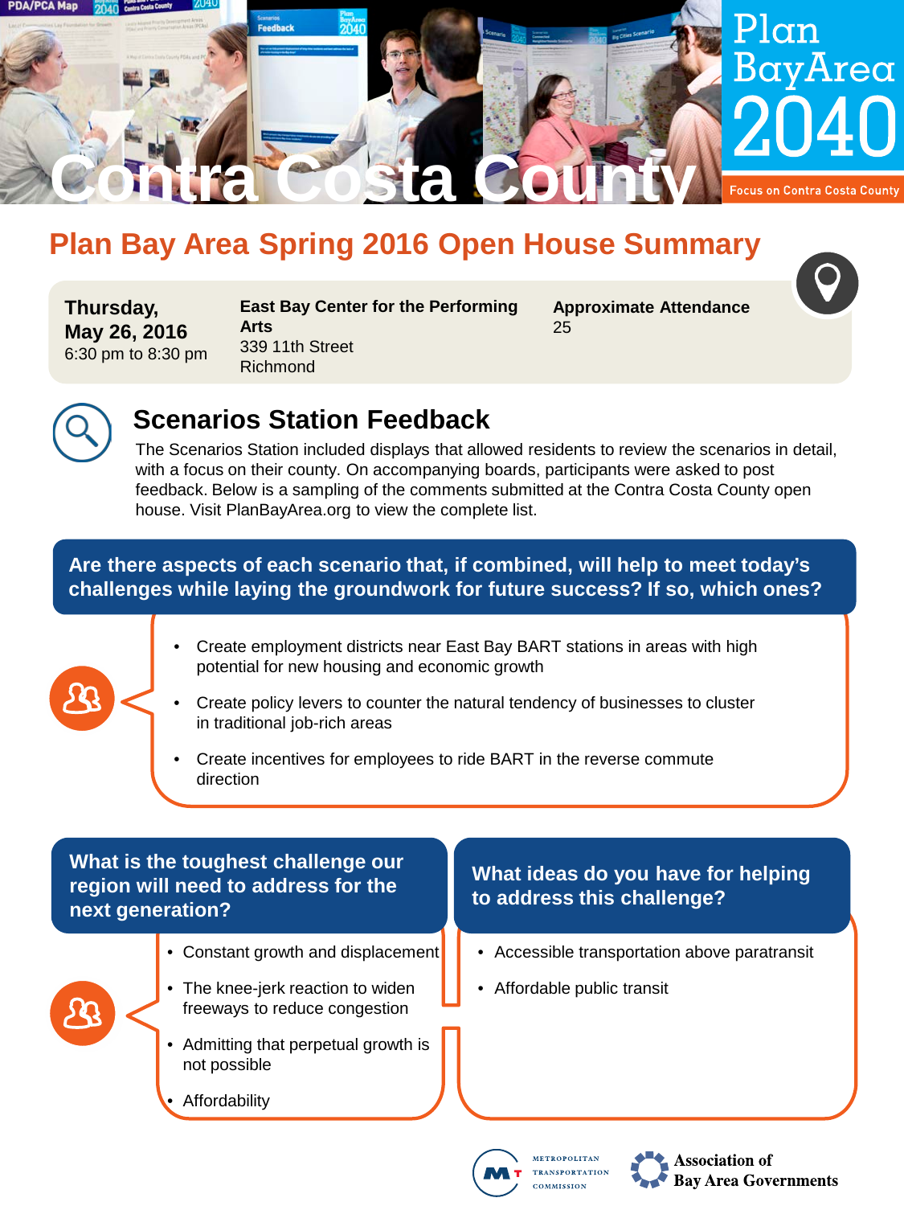# Contra Costa County

Plan Bay Area 2040

Focus on Contra Costa County

## Plan Bay Area Spring 2016 Open House Summary

**Thursday, May 26, 2016**
6:30 pm to 8:30 pm

**East Bay Center for the Performing Arts**
339 11th Street
Richmond

**Approximate Attendance**
25

## Scenarios Station Feedback

The Scenarios Station included displays that allowed residents to review the scenarios in detail, with a focus on their county. On accompanying boards, participants were asked to post feedback. Below is a sampling of the comments submitted at the Contra Costa County open house. Visit PlanBayArea.org to view the complete list.

### Are there aspects of each scenario that, if combined, will help to meet today's challenges while laying the groundwork for future success? If so, which ones?

- Create employment districts near East Bay BART stations in areas with high potential for new housing and economic growth
- Create policy levers to counter the natural tendency of businesses to cluster in traditional job-rich areas
- Create incentives for employees to ride BART in the reverse commute direction

### What is the toughest challenge our region will need to address for the next generation?

- Constant growth and displacement
- The knee-jerk reaction to widen freeways to reduce congestion
- Admitting that perpetual growth is not possible
- Affordability

### What ideas do you have for helping to address this challenge?

- Accessible transportation above paratransit
- Affordable public transit

Metropolitan Transportation Commission

Association of Bay Area Governments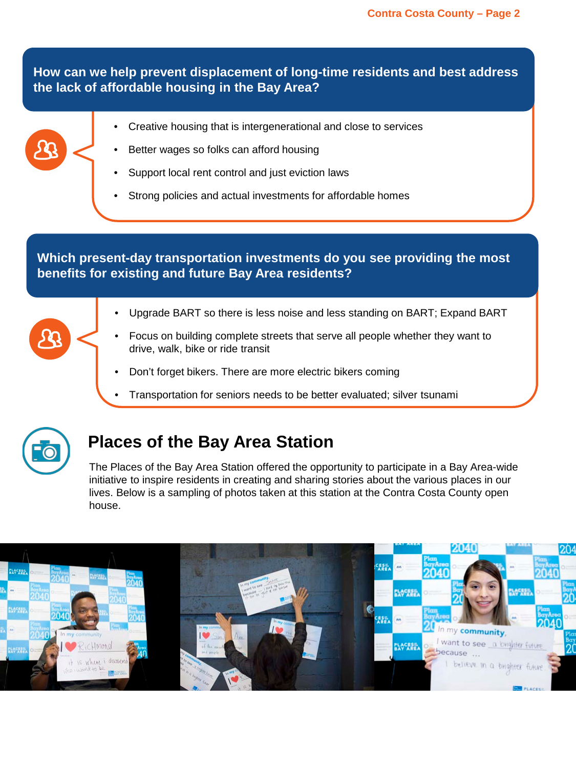## How can we help prevent displacement of long-time residents and best address the lack of affordable housing in the Bay Area?

- Creative housing that is intergenerational and close to services
- Better wages so folks can afford housing
- Support local rent control and just eviction laws
- Strong policies and actual investments for affordable homes

## Which present-day transportation investments do you see providing the most benefits for existing and future Bay Area residents?

- Upgrade BART so there is less noise and less standing on BART; Expand BART
- Focus on building complete streets that serve all people whether they want to drive, walk, bike or ride transit
- Don't forget bikers. There are more electric bikers coming
- Transportation for seniors needs to be better evaluated; silver tsunami

## Places of the Bay Area Station

The Places of the Bay Area Station offered the opportunity to participate in a Bay Area-wide initiative to inspire residents in creating and sharing stories about the various places in our lives. Below is a sampling of photos taken at this station at the Contra Costa County open house.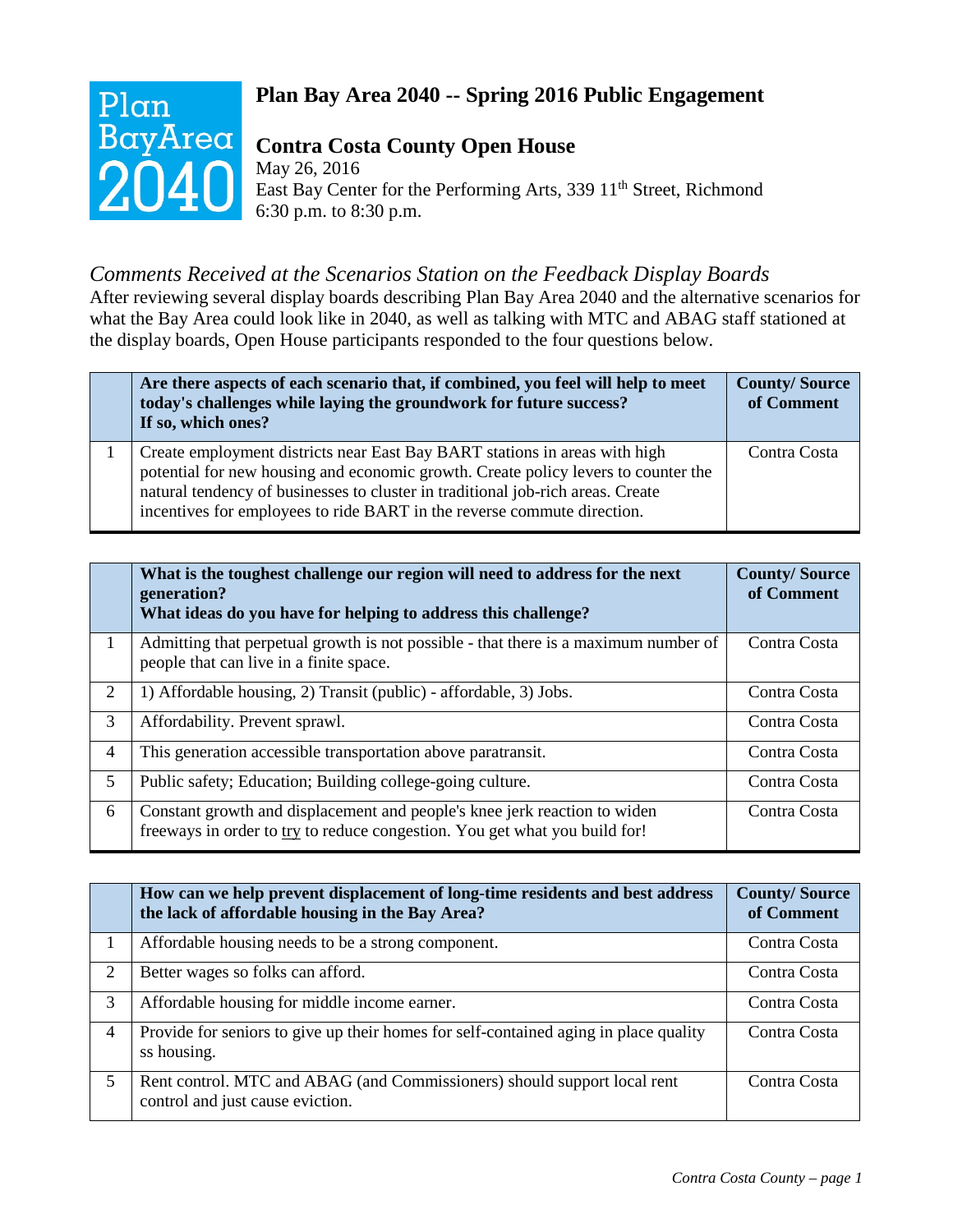# Plan Bay Area 2040 -- Spring 2016 Public Engagement

## Contra Costa County Open House

May 26, 2016
East Bay Center for the Performing Arts, 339 11th Street, Richmond
6:30 p.m. to 8:30 p.m.

### *Comments Received at the Scenarios Station on the Feedback Display Boards*

After reviewing several display boards describing Plan Bay Area 2040 and the alternative scenarios for what the Bay Area could look like in 2040, as well as talking with MTC and ABAG staff stationed at the display boards, Open House participants responded to the four questions below.

| | **Are there aspects of each scenario that, if combined, you feel will help to meet today's challenges while laying the groundwork for future success? If so, which ones?** | **County/ Source of Comment** |
|---|---|---|
| 1 | Create employment districts near East Bay BART stations in areas with high potential for new housing and economic growth. Create policy levers to counter the natural tendency of businesses to cluster in traditional job-rich areas. Create incentives for employees to ride BART in the reverse commute direction. | Contra Costa |

| | **What is the toughest challenge our region will need to address for the next generation? What ideas do you have for helping to address this challenge?** | **County/ Source of Comment** |
|---|---|---|
| 1 | Admitting that perpetual growth is not possible - that there is a maximum number of people that can live in a finite space. | Contra Costa |
| 2 | 1) Affordable housing, 2) Transit (public) - affordable, 3) Jobs. | Contra Costa |
| 3 | Affordability. Prevent sprawl. | Contra Costa |
| 4 | This generation accessible transportation above paratransit. | Contra Costa |
| 5 | Public safety; Education; Building college-going culture. | Contra Costa |
| 6 | Constant growth and displacement and people's knee jerk reaction to widen freeways in order to try to reduce congestion. You get what you build for! | Contra Costa |

| | **How can we help prevent displacement of long-time residents and best address the lack of affordable housing in the Bay Area?** | **County/ Source of Comment** |
|---|---|---|
| 1 | Affordable housing needs to be a strong component. | Contra Costa |
| 2 | Better wages so folks can afford. | Contra Costa |
| 3 | Affordable housing for middle income earner. | Contra Costa |
| 4 | Provide for seniors to give up their homes for self-contained aging in place quality ss housing. | Contra Costa |
| 5 | Rent control. MTC and ABAG (and Commissioners) should support local rent control and just cause eviction. | Contra Costa |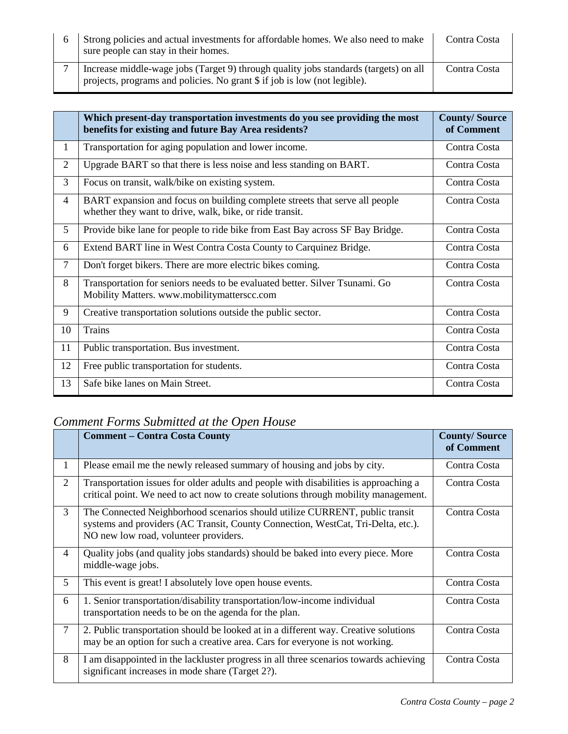| | | |
|---|---|---|
| 6 | Strong policies and actual investments for affordable homes. We also need to make sure people can stay in their homes. | Contra Costa |
| 7 | Increase middle-wage jobs (Target 9) through quality jobs standards (targets) on all projects, programs and policies. No grant $ if job is low (not legible). | Contra Costa |

| | **Which present-day transportation investments do you see providing the most benefits for existing and future Bay Area residents?** | **County/ Source of Comment** |
|---|---|---|
| 1 | Transportation for aging population and lower income. | Contra Costa |
| 2 | Upgrade BART so that there is less noise and less standing on BART. | Contra Costa |
| 3 | Focus on transit, walk/bike on existing system. | Contra Costa |
| 4 | BART expansion and focus on building complete streets that serve all people whether they want to drive, walk, bike, or ride transit. | Contra Costa |
| 5 | Provide bike lane for people to ride bike from East Bay across SF Bay Bridge. | Contra Costa |
| 6 | Extend BART line in West Contra Costa County to Carquinez Bridge. | Contra Costa |
| 7 | Don't forget bikers. There are more electric bikes coming. | Contra Costa |
| 8 | Transportation for seniors needs to be evaluated better. Silver Tsunami. Go Mobility Matters. www.mobilitymatterscc.com | Contra Costa |
| 9 | Creative transportation solutions outside the public sector. | Contra Costa |
| 10 | Trains | Contra Costa |
| 11 | Public transportation. Bus investment. | Contra Costa |
| 12 | Free public transportation for students. | Contra Costa |
| 13 | Safe bike lanes on Main Street. | Contra Costa |

## *Comment Forms Submitted at the Open House*

| | **Comment – Contra Costa County** | **County/ Source of Comment** |
|---|---|---|
| 1 | Please email me the newly released summary of housing and jobs by city. | Contra Costa |
| 2 | Transportation issues for older adults and people with disabilities is approaching a critical point. We need to act now to create solutions through mobility management. | Contra Costa |
| 3 | The Connected Neighborhood scenarios should utilize CURRENT, public transit systems and providers (AC Transit, County Connection, WestCat, Tri-Delta, etc.). NO new low road, volunteer providers. | Contra Costa |
| 4 | Quality jobs (and quality jobs standards) should be baked into every piece. More middle-wage jobs. | Contra Costa |
| 5 | This event is great! I absolutely love open house events. | Contra Costa |
| 6 | 1. Senior transportation/disability transportation/low-income individual transportation needs to be on the agenda for the plan. | Contra Costa |
| 7 | 2. Public transportation should be looked at in a different way. Creative solutions may be an option for such a creative area. Cars for everyone is not working. | Contra Costa |
| 8 | I am disappointed in the lackluster progress in all three scenarios towards achieving significant increases in mode share (Target 2?). | Contra Costa |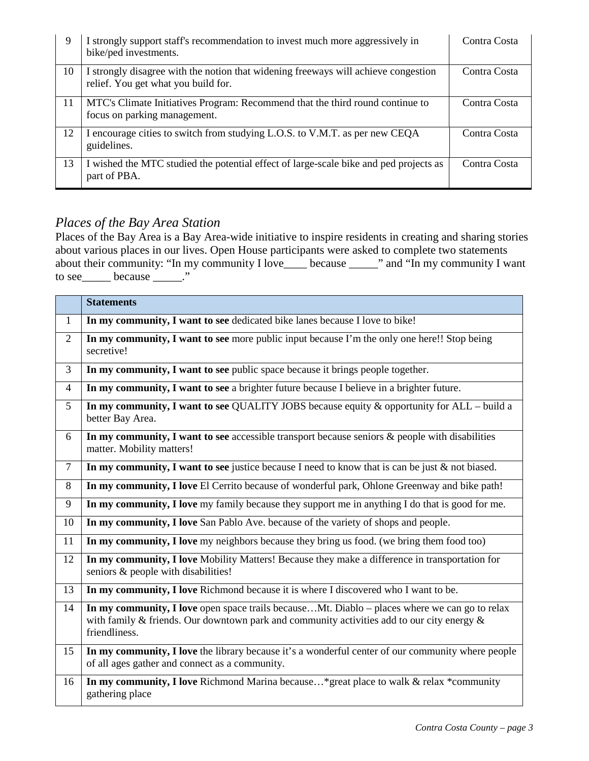| | | |
|---|---|---|
| 9 | I strongly support staff's recommendation to invest much more aggressively in bike/ped investments. | Contra Costa |
| 10 | I strongly disagree with the notion that widening freeways will achieve congestion relief. You get what you build for. | Contra Costa |
| 11 | MTC's Climate Initiatives Program: Recommend that the third round continue to focus on parking management. | Contra Costa |
| 12 | I encourage cities to switch from studying L.O.S. to V.M.T. as per new CEQA guidelines. | Contra Costa |
| 13 | I wished the MTC studied the potential effect of large-scale bike and ped projects as part of PBA. | Contra Costa |

### *Places of the Bay Area Station*

Places of the Bay Area is a Bay Area-wide initiative to inspire residents in creating and sharing stories about various places in our lives. Open House participants were asked to complete two statements about their community: "In my community I love____ because _____" and "In my community I want to see_____ because _____."

| | Statements |
|---|---|
| 1 | **In my community, I want to see** dedicated bike lanes because I love to bike! |
| 2 | **In my community, I want to see** more public input because I'm the only one here!! Stop being secretive! |
| 3 | **In my community, I want to see** public space because it brings people together. |
| 4 | **In my community, I want to see** a brighter future because I believe in a brighter future. |
| 5 | **In my community, I want to see** QUALITY JOBS because equity & opportunity for ALL – build a better Bay Area. |
| 6 | **In my community, I want to see** accessible transport because seniors & people with disabilities matter. Mobility matters! |
| 7 | **In my community, I want to see** justice because I need to know that is can be just & not biased. |
| 8 | **In my community, I love** El Cerrito because of wonderful park, Ohlone Greenway and bike path! |
| 9 | **In my community, I love** my family because they support me in anything I do that is good for me. |
| 10 | **In my community, I love** San Pablo Ave. because of the variety of shops and people. |
| 11 | **In my community, I love** my neighbors because they bring us food. (we bring them food too) |
| 12 | **In my community, I love** Mobility Matters! Because they make a difference in transportation for seniors & people with disabilities! |
| 13 | **In my community, I love** Richmond because it is where I discovered who I want to be. |
| 14 | **In my community, I love** open space trails because…Mt. Diablo – places where we can go to relax with family & friends. Our downtown park and community activities add to our city energy & friendliness. |
| 15 | **In my community, I love** the library because it's a wonderful center of our community where people of all ages gather and connect as a community. |
| 16 | **In my community, I love** Richmond Marina because…*great place to walk & relax *community gathering place |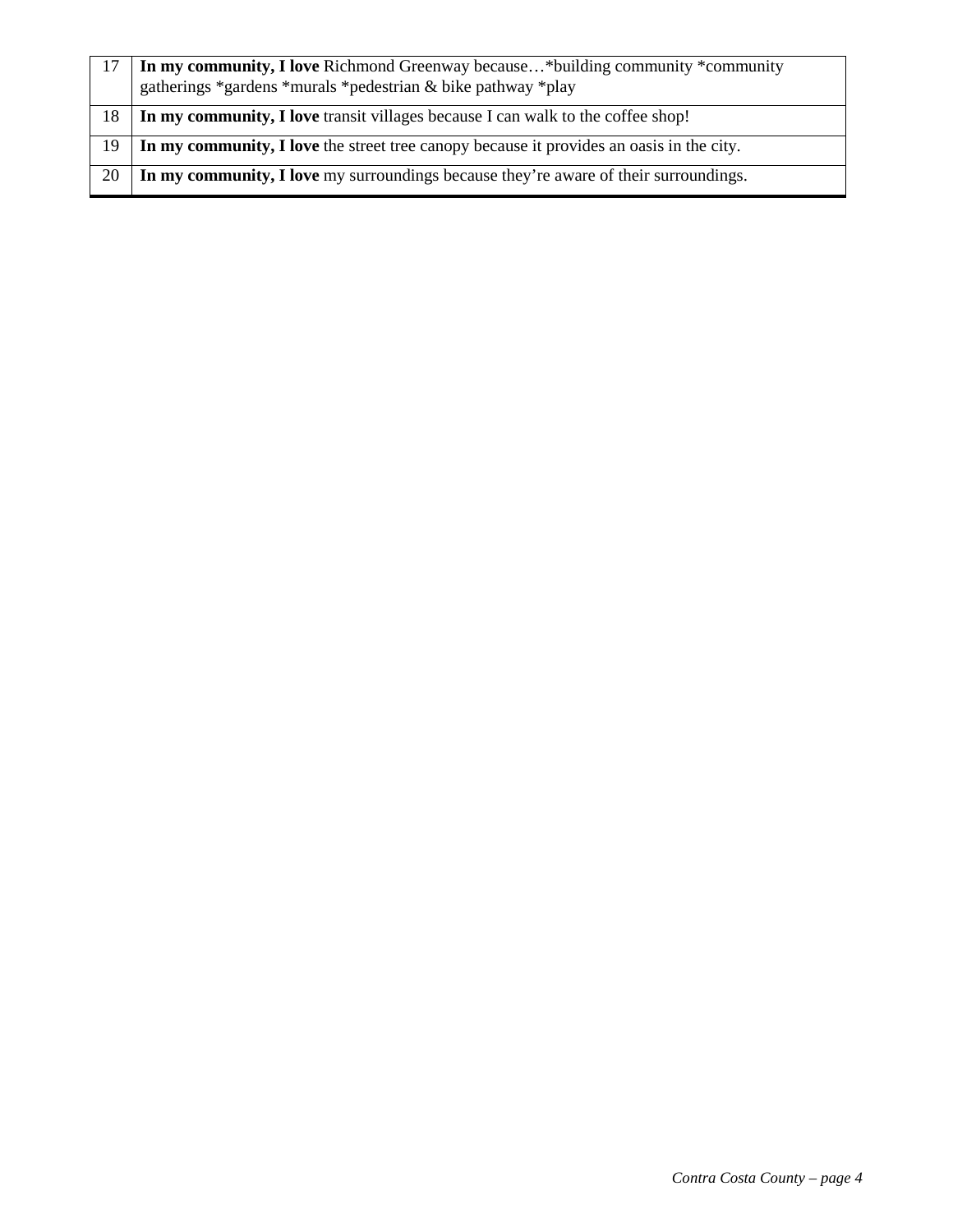| | |
|---|---|
| 17 | **In my community, I love** Richmond Greenway because…*building community *community gatherings *gardens *murals *pedestrian & bike pathway *play |
| 18 | **In my community, I love** transit villages because I can walk to the coffee shop! |
| 19 | **In my community, I love** the street tree canopy because it provides an oasis in the city. |
| 20 | **In my community, I love** my surroundings because they're aware of their surroundings. |